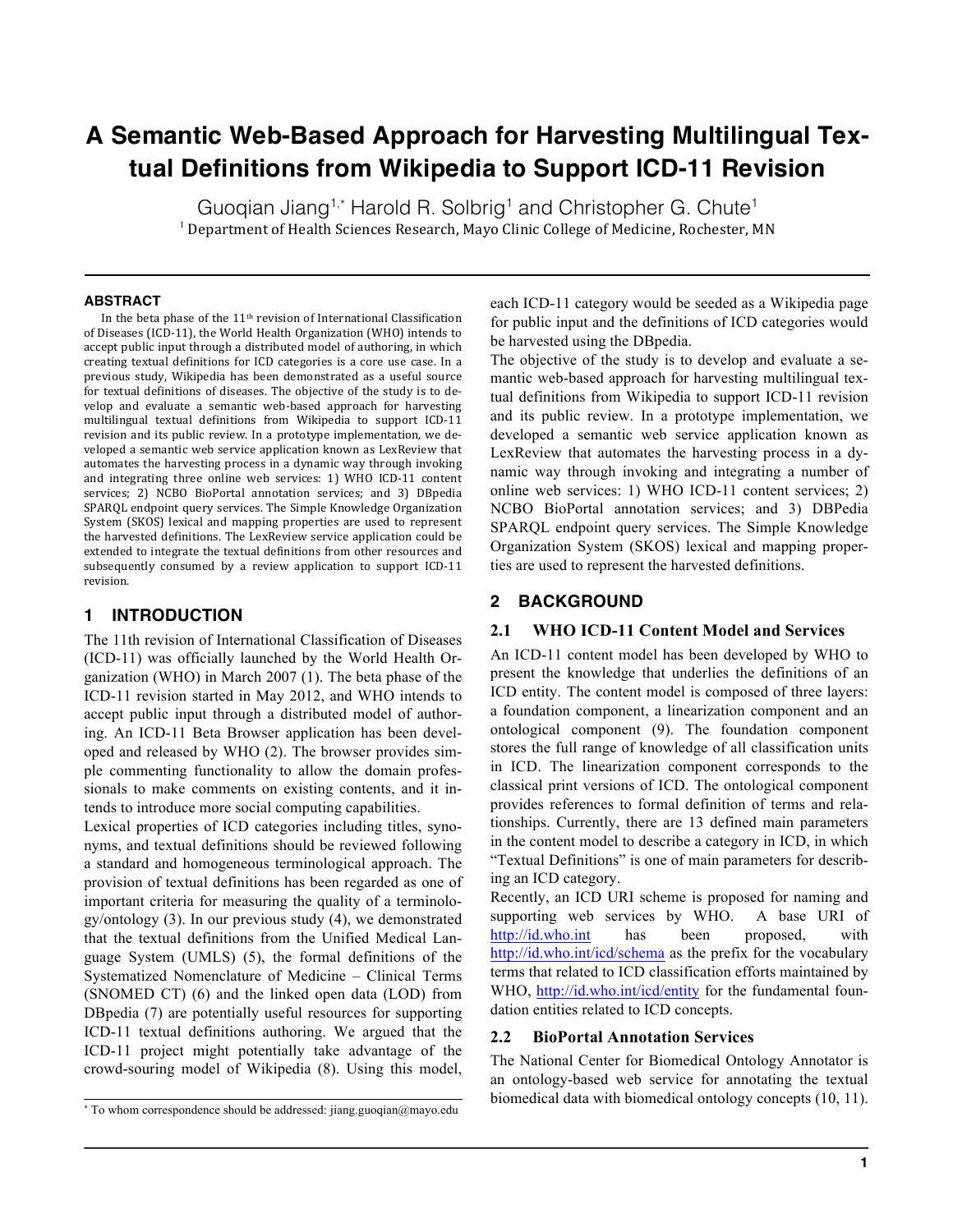// Document d73d06aa3964 — page 1 of 5

# A Semantic Web-Based Approach for Harvesting Multilingual Textual Definitions from Wikipedia to Support ICD-11 Revision

Guoqian Jiang[1,*] Harold R. Solbrig[1] and Christopher G. Chute[1]

[1] Department of Health Sciences Research, Mayo Clinic College of Medicine, Rochester, MN

## ABSTRACT

In the beta phase of the 11th revision of International Classification of Diseases (ICD-11), the World Health Organization (WHO) intends to accept public input through a distributed model of authoring, in which creating textual definitions for ICD categories is a core use case. In a previous study, Wikipedia has been demonstrated as a useful source for textual definitions of diseases. The objective of the study is to develop and evaluate a semantic web-based approach for harvesting multilingual textual definitions from Wikipedia to support ICD-11 revision and its public review. In a prototype implementation, we developed a semantic web service application known as LexReview that automates the harvesting process in a dynamic way through invoking and integrating three online web services: 1) WHO ICD-11 content services; 2) NCBO BioPortal annotation services; and 3) DBpedia SPARQL endpoint query services. The Simple Knowledge Organization System (SKOS) lexical and mapping properties are used to represent the harvested definitions. The LexReview service application could be extended to integrate the textual definitions from other resources and subsequently consumed by a review application to support ICD-11 revision.

## 1 INTRODUCTION

The 11th revision of International Classification of Diseases (ICD-11) was officially launched by the World Health Organization (WHO) in March 2007 (1). The beta phase of the ICD-11 revision started in May 2012, and WHO intends to accept public input through a distributed model of authoring. An ICD-11 Beta Browser application has been developed and released by WHO (2). The browser provides simple commenting functionality to allow the domain professionals to make comments on existing contents, and it intends to introduce more social computing capabilities.

Lexical properties of ICD categories including titles, synonyms, and textual definitions should be reviewed following a standard and homogeneous terminological approach. The provision of textual definitions has been regarded as one of important criteria for measuring the quality of a terminology/ontology (3). In our previous study (4), we demonstrated that the textual definitions from the Unified Medical Language System (UMLS) (5), the formal definitions of the Systematized Nomenclature of Medicine – Clinical Terms (SNOMED CT) (6) and the linked open data (LOD) from DBpedia (7) are potentially useful resources for supporting ICD-11 textual definitions authoring. We argued that the ICD-11 project might potentially take advantage of the crowd-souring model of Wikipedia (8). Using this model, each ICD-11 category would be seeded as a Wikipedia page for public input and the definitions of ICD categories would be harvested using the DBpedia.

The objective of the study is to develop and evaluate a semantic web-based approach for harvesting multilingual textual definitions from Wikipedia to support ICD-11 revision and its public review. In a prototype implementation, we developed a semantic web service application known as LexReview that automates the harvesting process in a dynamic way through invoking and integrating a number of online web services: 1) WHO ICD-11 content services; 2) NCBO BioPortal annotation services; and 3) DBPedia SPARQL endpoint query services. The Simple Knowledge Organization System (SKOS) lexical and mapping properties are used to represent the harvested definitions.

## 2 BACKGROUND

### 2.1 WHO ICD-11 Content Model and Services

An ICD-11 content model has been developed by WHO to present the knowledge that underlies the definitions of an ICD entity. The content model is composed of three layers: a foundation component, a linearization component and an ontological component (9). The foundation component stores the full range of knowledge of all classification units in ICD. The linearization component corresponds to the classical print versions of ICD. The ontological component provides references to formal definition of terms and relationships. Currently, there are 13 defined main parameters in the content model to describe a category in ICD, in which "Textual Definitions" is one of main parameters for describing an ICD category.

Recently, an ICD URI scheme is proposed for naming and supporting web services by WHO. A base URI of http://id.who.int has been proposed, with http://id.who.int/icd/schema as the prefix for the vocabulary terms that related to ICD classification efforts maintained by WHO, http://id.who.int/icd/entity for the fundamental foundation entities related to ICD concepts.

### 2.2 BioPortal Annotation Services

The National Center for Biomedical Ontology Annotator is an ontology-based web service for annotating the textual biomedical data with biomedical ontology concepts (10, 11).

* To whom correspondence should be addressed: jiang.guoqian@mayo.edu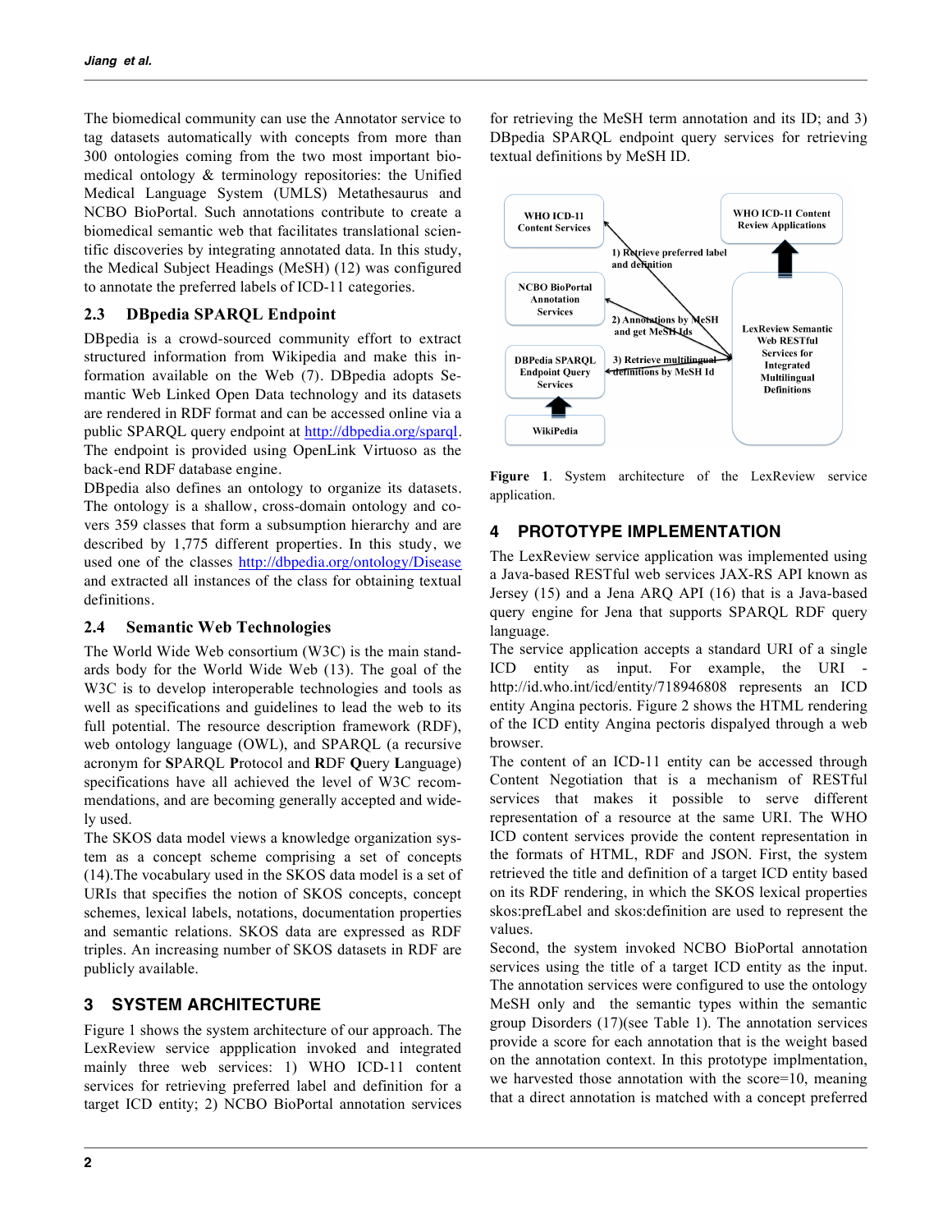The biomedical community can use the Annotator service to tag datasets automatically with concepts from more than 300 ontologies coming from the two most important biomedical ontology & terminology repositories: the Unified Medical Language System (UMLS) Metathesaurus and NCBO BioPortal. Such annotations contribute to create a biomedical semantic web that facilitates translational scientific discoveries by integrating annotated data. In this study, the Medical Subject Headings (MeSH) (12) was configured to annotate the preferred labels of ICD-11 categories.

### 2.3 DBpedia SPARQL Endpoint

DBpedia is a crowd-sourced community effort to extract structured information from Wikipedia and make this information available on the Web (7). DBpedia adopts Semantic Web Linked Open Data technology and its datasets are rendered in RDF format and can be accessed online via a public SPARQL query endpoint at http://dbpedia.org/sparql. The endpoint is provided using OpenLink Virtuoso as the back-end RDF database engine.

DBpedia also defines an ontology to organize its datasets. The ontology is a shallow, cross-domain ontology and covers 359 classes that form a subsumption hierarchy and are described by 1,775 different properties. In this study, we used one of the classes http://dbpedia.org/ontology/Disease and extracted all instances of the class for obtaining textual definitions.

### 2.4 Semantic Web Technologies

The World Wide Web consortium (W3C) is the main standards body for the World Wide Web (13). The goal of the W3C is to develop interoperable technologies and tools as well as specifications and guidelines to lead the web to its full potential. The resource description framework (RDF), web ontology language (OWL), and SPARQL (a recursive acronym for **S**PARQL **P**rotocol and **R**DF **Q**uery **L**anguage) specifications have all achieved the level of W3C recommendations, and are becoming generally accepted and widely used.

The SKOS data model views a knowledge organization system as a concept scheme comprising a set of concepts (14).The vocabulary used in the SKOS data model is a set of URIs that specifies the notion of SKOS concepts, concept schemes, lexical labels, notations, documentation properties and semantic relations. SKOS data are expressed as RDF triples. An increasing number of SKOS datasets in RDF are publicly available.

## 3 SYSTEM ARCHITECTURE

Figure 1 shows the system architecture of our approach. The LexReview service appplication invoked and integrated mainly three web services: 1) WHO ICD-11 content services for retrieving preferred label and definition for a target ICD entity; 2) NCBO BioPortal annotation services for retrieving the MeSH term annotation and its ID; and 3) DBpedia SPARQL endpoint query services for retrieving textual definitions by MeSH ID.

**Figure 1**. System architecture of the LexReview service application.

## 4 PROTOTYPE IMPLEMENTATION

The LexReview service application was implemented using a Java-based RESTful web services JAX-RS API known as Jersey (15) and a Jena ARQ API (16) that is a Java-based query engine for Jena that supports SPARQL RDF query language.

The service application accepts a standard URI of a single ICD entity as input. For example, the URI - http://id.who.int/icd/entity/718946808 represents an ICD entity Angina pectoris. Figure 2 shows the HTML rendering of the ICD entity Angina pectoris dispalyed through a web browser.

The content of an ICD-11 entity can be accessed through Content Negotiation that is a mechanism of RESTful services that makes it possible to serve different representation of a resource at the same URI. The WHO ICD content services provide the content representation in the formats of HTML, RDF and JSON. First, the system retrieved the title and definition of a target ICD entity based on its RDF rendering, in which the SKOS lexical properties skos:prefLabel and skos:definition are used to represent the values.

Second, the system invoked NCBO BioPortal annotation services using the title of a target ICD entity as the input. The annotation services were configured to use the ontology MeSH only and the semantic types within the semantic group Disorders (17)(see Table 1). The annotation services provide a score for each annotation that is the weight based on the annotation context. In this prototype implmentation, we harvested those annotation with the score=10, meaning that a direct annotation is matched with a concept preferred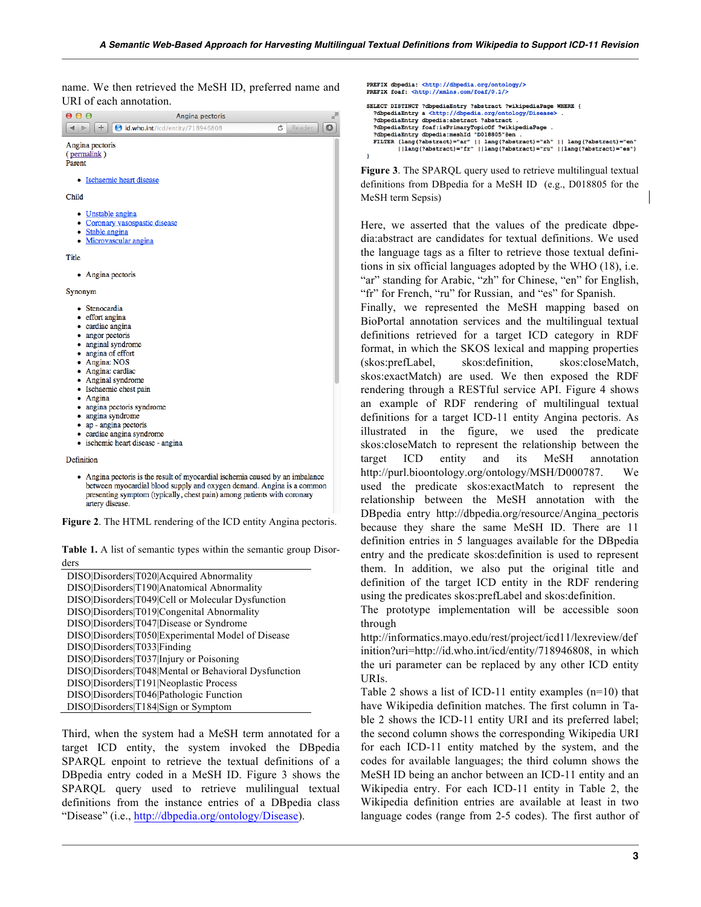name. We then retrieved the MeSH ID, preferred name and URI of each annotation.

Angina pectoris
( permalink )
Parent

- Ischaemic heart disease

Child

- Unstable angina
- Coronary vasospastic disease
- Stable angina
- Microvascular angina

Title

- Angina pectoris

Synonym

- Stenocardia
- effort angina
- cardiac angina
- angor pectoris
- anginal syndrome
- angina of effort
- Angina: NOS
- Angina: cardiac
- Anginal syndrome
- Ischaemic chest pain
- Angina
- angina pectoris syndrome
- angina syndrome
- ap - angina pectoris
- cardiac angina syndrome
- ischemic heart disease - angina

Definition

- Angina pectoris is the result of myocardial ischemia caused by an imbalance between myocardial blood supply and oxygen demand. Angina is a common presenting symptom (typically, chest pain) among patients with coronary artery disease.

**Figure 2**. The HTML rendering of the ICD entity Angina pectoris.

**Table 1.** A list of semantic types within the semantic group Disorders

| |
|---|
| DISO\|Disorders\|T020\|Acquired Abnormality |
| DISO\|Disorders\|T190\|Anatomical Abnormality |
| DISO\|Disorders\|T049\|Cell or Molecular Dysfunction |
| DISO\|Disorders\|T019\|Congenital Abnormality |
| DISO\|Disorders\|T047\|Disease or Syndrome |
| DISO\|Disorders\|T050\|Experimental Model of Disease |
| DISO\|Disorders\|T033\|Finding |
| DISO\|Disorders\|T037\|Injury or Poisoning |
| DISO\|Disorders\|T048\|Mental or Behavioral Dysfunction |
| DISO\|Disorders\|T191\|Neoplastic Process |
| DISO\|Disorders\|T046\|Pathologic Function |
| DISO\|Disorders\|T184\|Sign or Symptom |

Third, when the system had a MeSH term annotated for a target ICD entity, the system invoked the DBpedia SPARQL enpoint to retrieve the textual definitions of a DBpedia entry coded in a MeSH ID. Figure 3 shows the SPARQL query used to retrieve mulilingual textual definitions from the instance entries of a DBpedia class “Disease” (i.e., http://dbpedia.org/ontology/Disease).

```
PREFIX dbpedia: <http://dbpedia.org/ontology/>
PREFIX foaf: <http://xmlns.com/foaf/0.1/>

SELECT DISTINCT ?dbpediaEntry ?abstract ?wikipediaPage WHERE {
  ?dbpediaEntry a <http://dbpedia.org/ontology/Disease> .
  ?dbpediaEntry dbpedia:abstract ?abstract .
  ?dbpediaEntry foaf:isPrimaryTopicOf ?wikipediaPage .
  ?dbpediaEntry dbpedia:meshId "D018805"@en .
  FILTER (lang(?abstract)="ar" || lang(?abstract)="zh" || lang(?abstract)="en"
        ||lang(?abstract)="fr" ||lang(?abstract)="ru" ||lang(?abstract)="es")
}
```

**Figure 3**. The SPARQL query used to retrieve multilingual textual definitions from DBpedia for a MeSH ID (e.g., D018805 for the MeSH term Sepsis)

Here, we asserted that the values of the predicate dbpedia:abstract are candidates for textual definitions. We used the language tags as a filter to retrieve those textual definitions in six official languages adopted by the WHO (18), i.e. “ar” standing for Arabic, “zh” for Chinese, “en” for English, “fr” for French, “ru” for Russian, and “es” for Spanish.
Finally, we represented the MeSH mapping based on BioPortal annotation services and the multilingual textual definitions retrieved for a target ICD category in RDF format, in which the SKOS lexical and mapping properties (skos:prefLabel, skos:definition, skos:closeMatch, skos:exactMatch) are used. We then exposed the RDF rendering through a RESTful service API. Figure 4 shows an example of RDF rendering of multilingual textual definitions for a target ICD-11 entity Angina pectoris. As illustrated in the figure, we used the predicate skos:closeMatch to represent the relationship between the target ICD entity and its MeSH annotation http://purl.bioontology.org/ontology/MSH/D000787. We used the predicate skos:exactMatch to represent the relationship between the MeSH annotation with the DBpedia entry http://dbpedia.org/resource/Angina_pectoris because they share the same MeSH ID. There are 11 definition entries in 5 languages available for the DBpedia entry and the predicate skos:definition is used to represent them. In addition, we also put the original title and definition of the target ICD entity in the RDF rendering using the predicates skos:prefLabel and skos:definition.
The prototype implementation will be accessible soon through
http://informatics.mayo.edu/rest/project/icd11/lexreview/definition?uri=http://id.who.int/icd/entity/718946808, in which the uri parameter can be replaced by any other ICD entity URIs.
Table 2 shows a list of ICD-11 entity examples (n=10) that have Wikipedia definition matches. The first column in Table 2 shows the ICD-11 entity URI and its preferred label; the second column shows the corresponding Wikipedia URI for each ICD-11 entity matched by the system, and the codes for available languages; the third column shows the MeSH ID being an anchor between an ICD-11 entity and an Wikipedia entry. For each ICD-11 entity in Table 2, the Wikipedia definition entries are available at least in two language codes (range from 2-5 codes). The first author of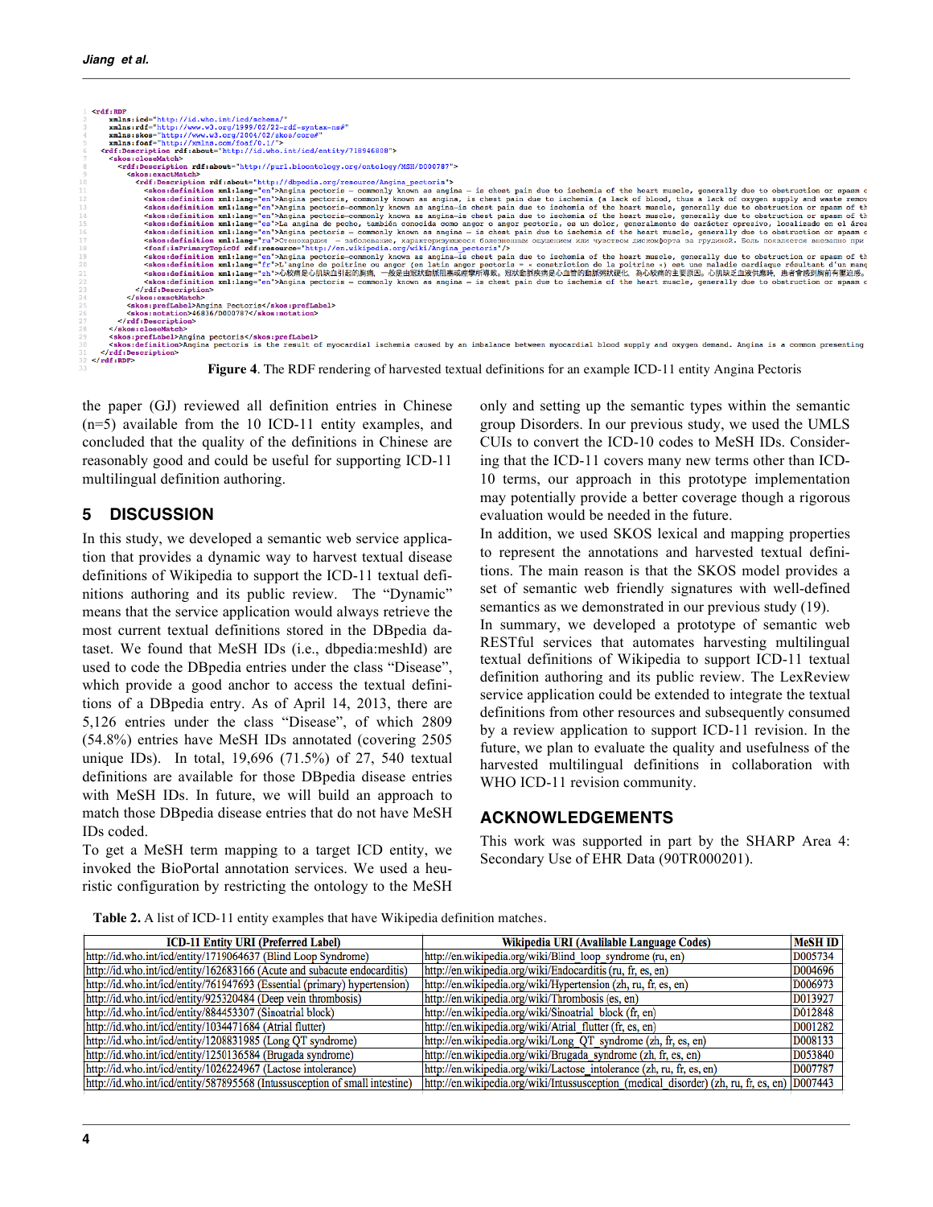```
<rdf:RDF
    xmlns:icd="http://id.who.int/icd/schema/"
    xmlns:rdf="http://www.w3.org/1999/02/22-rdf-syntax-ns#"
    xmlns:skos="http://www.w3.org/2004/02/skos/core#"
    xmlns:foaf="http://xmlns.com/foaf/0.1/">
  <rdf:Description rdf:about="http://id.who.int/icd/entity/718946808">
    <skos:closeMatch>
      <rdf:Description rdf:about="http://purl.bioontology.org/ontology/MSH/D000787">
        <skos:exactMatch>
          <rdf:Description rdf:about="http://dbpedia.org/resource/Angina_pectoris">
            <skos:definition xml:lang="en">Angina pectoris — commonly known as angina — is chest pain due to ischemia of the heart muscle, generally due to obstruction or spasm c
            <skos:definition xml:lang="en">Angina pectoris, commonly known as angina, is chest pain due to ischemia (a lack of blood, thus a lack of oxygen supply and waste remov
            <skos:definition xml:lang="en">Angina pectoris—commonly known as angina—is chest pain due to ischemia of the heart muscle, generally due to obstruction or spasm of th
            <skos:definition xml:lang="en">Angina pectoris—commonly known as angina—is chest pain due to ischemia of the heart muscle, generally due to obstruction or spasm of th
            <skos:definition xml:lang="es">La angina de pecho, también conocida como angor o angor pectoris, es un dolor, generalmente de carácter opresivo, localizado en el área
            <skos:definition xml:lang="en">Angina pectoris — commonly known as angina — is chest pain due to ischemia of the heart muscle, generally due to obstruction or spasm c
            <skos:definition xml:lang="ru">Стенокардия  — заболевание, характеризующееся болезненным ощущением или чувством дискомфорта за грудиной. Боль появляется внезапно при
            <foaf:isPrimaryTopicOf rdf:resource="http://en.wikipedia.org/wiki/Angina_pectoris"/>
            <skos:definition xml:lang="en">Angina pectoris—commonly known as angina—is chest pain due to ischemia of the heart muscle, generally due to obstruction or spasm of th
            <skos:definition xml:lang="fr">L'angine de poitrine ou angor (en latin angor pectoris = « constriction de la poitrine ») est une maladie cardiaque résultant d'un manq
            <skos:definition xml:lang="zh">心绞痛是心肌缺血引起的胸痛，一般是由冠状动脉阻塞或痉挛所导致。冠状动脉疾病是心血管的动脉粥状硬化，为心绞痛的主要原因。心肌缺乏血液供应时，患者會感到胸前有壓迫感。
            <skos:definition xml:lang="en">Angina pectoris — commonly known as angina — is chest pain due to ischemia of the heart muscle, generally due to obstruction or spasm c
          </rdf:Description>
        </skos:exactMatch>
        <skos:prefLabel>Angina Pectoris</skos:prefLabel>
        <skos:notation>46836/D000787</skos:notation>
      </rdf:Description>
    </skos:closeMatch>
    <skos:prefLabel>Angina pectoris</skos:prefLabel>
    <skos:definition>Angina pectoris is the result of myocardial ischemia caused by an imbalance between myocardial blood supply and oxygen demand. Angina is a common presenting
  </rdf:Description>
</rdf:RDF>
```

**Figure 4**. The RDF rendering of harvested textual definitions for an example ICD-11 entity Angina Pectoris

the paper (GJ) reviewed all definition entries in Chinese (n=5) available from the 10 ICD-11 entity examples, and concluded that the quality of the definitions in Chinese are reasonably good and could be useful for supporting ICD-11 multilingual definition authoring.

## 5 DISCUSSION

In this study, we developed a semantic web service application that provides a dynamic way to harvest textual disease definitions of Wikipedia to support the ICD-11 textual definitions authoring and its public review. The "Dynamic" means that the service application would always retrieve the most current textual definitions stored in the DBpedia dataset. We found that MeSH IDs (i.e., dbpedia:meshId) are used to code the DBpedia entries under the class "Disease", which provide a good anchor to access the textual definitions of a DBpedia entry. As of April 14, 2013, there are 5,126 entries under the class "Disease", of which 2809 (54.8%) entries have MeSH IDs annotated (covering 2505 unique IDs). In total, 19,696 (71.5%) of 27, 540 textual definitions are available for those DBpedia disease entries with MeSH IDs. In future, we will build an approach to match those DBpedia disease entries that do not have MeSH IDs coded.

To get a MeSH term mapping to a target ICD entity, we invoked the BioPortal annotation services. We used a heuristic configuration by restricting the ontology to the MeSH only and setting up the semantic types within the semantic group Disorders. In our previous study, we used the UMLS CUIs to convert the ICD-10 codes to MeSH IDs. Considering that the ICD-11 covers many new terms other than ICD-10 terms, our approach in this prototype implementation may potentially provide a better coverage though a rigorous evaluation would be needed in the future.

In addition, we used SKOS lexical and mapping properties to represent the annotations and harvested textual definitions. The main reason is that the SKOS model provides a set of semantic web friendly signatures with well-defined semantics as we demonstrated in our previous study (19).

In summary, we developed a prototype of semantic web RESTful services that automates harvesting multilingual textual definitions of Wikipedia to support ICD-11 textual definition authoring and its public review. The LexReview service application could be extended to integrate the textual definitions from other resources and subsequently consumed by a review application to support ICD-11 revision. In the future, we plan to evaluate the quality and usefulness of the harvested multilingual definitions in collaboration with WHO ICD-11 revision community.

## ACKNOWLEDGEMENTS

This work was supported in part by the SHARP Area 4: Secondary Use of EHR Data (90TR000201).

**Table 2.** A list of ICD-11 entity examples that have Wikipedia definition matches.

| ICD-11 Entity URI (Preferred Label) | Wikipedia URI (Availiable Language Codes) | MeSH ID |
|---|---|---|
| http://id.who.int/icd/entity/1719064637 (Blind Loop Syndrome) | http://en.wikipedia.org/wiki/Blind_loop_syndrome (ru, en) | D005734 |
| http://id.who.int/icd/entity/162683166 (Acute and subacute endocarditis) | http://en.wikipedia.org/wiki/Endocarditis (ru, fr, es, en) | D004696 |
| http://id.who.int/icd/entity/761947693 (Essential (primary) hypertension) | http://en.wikipedia.org/wiki/Hypertension (zh, ru, fr, es, en) | D006973 |
| http://id.who.int/icd/entity/925320484 (Deep vein thrombosis) | http://en.wikipedia.org/wiki/Thrombosis (es, en) | D013927 |
| http://id.who.int/icd/entity/884453307 (Sinoatrial block) | http://en.wikipedia.org/wiki/Sinoatrial_block (fr, en) | D012848 |
| http://id.who.int/icd/entity/1034471684 (Atrial flutter) | http://en.wikipedia.org/wiki/Atrial_flutter (fr, es, en) | D001282 |
| http://id.who.int/icd/entity/1208831985 (Long QT syndrome) | http://en.wikipedia.org/wiki/Long_QT_syndrome (zh, fr, es, en) | D008133 |
| http://id.who.int/icd/entity/1250136584 (Brugada syndrome) | http://en.wikipedia.org/wiki/Brugada_syndrome (zh, fr, es, en) | D053840 |
| http://id.who.int/icd/entity/1026224967 (Lactose intolerance) | http://en.wikipedia.org/wiki/Lactose_intolerance (zh, ru, fr, es, en) | D007787 |
| http://id.who.int/icd/entity/587895568 (Intussusception of small intestine) | http://en.wikipedia.org/wiki/Intussusception_(medical_disorder) (zh, ru, fr, es, en) | D007443 |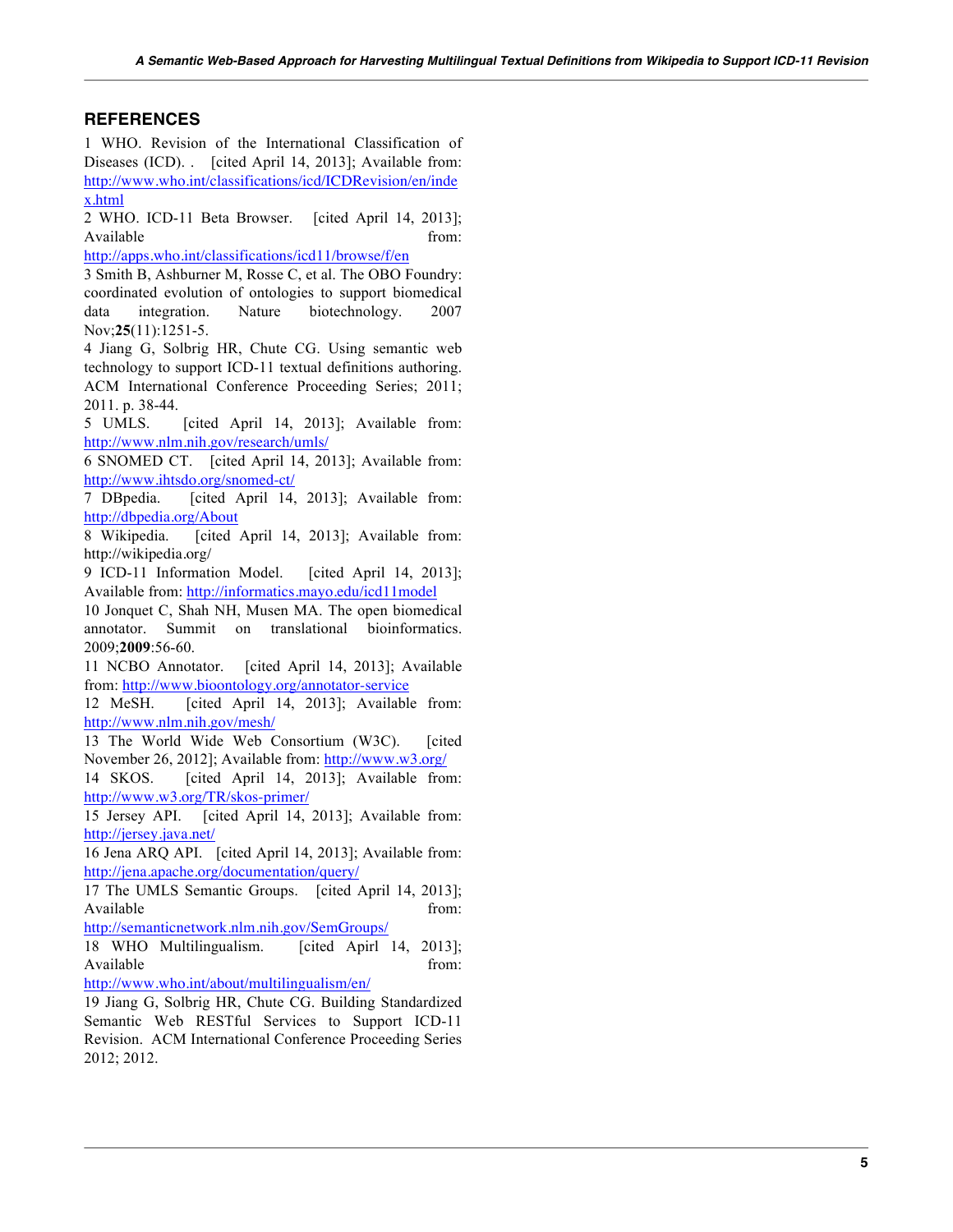## REFERENCES

1 WHO. Revision of the International Classification of Diseases (ICD). . [cited April 14, 2013]; Available from: http://www.who.int/classifications/icd/ICDRevision/en/index.html

2 WHO. ICD-11 Beta Browser. [cited April 14, 2013]; Available from: http://apps.who.int/classifications/icd11/browse/f/en

3 Smith B, Ashburner M, Rosse C, et al. The OBO Foundry: coordinated evolution of ontologies to support biomedical data integration. Nature biotechnology. 2007 Nov;**25**(11):1251-5.

4 Jiang G, Solbrig HR, Chute CG. Using semantic web technology to support ICD-11 textual definitions authoring. ACM International Conference Proceeding Series; 2011; 2011. p. 38-44.

5 UMLS. [cited April 14, 2013]; Available from: http://www.nlm.nih.gov/research/umls/

6 SNOMED CT. [cited April 14, 2013]; Available from: http://www.ihtsdo.org/snomed-ct/

7 DBpedia. [cited April 14, 2013]; Available from: http://dbpedia.org/About

8 Wikipedia. [cited April 14, 2013]; Available from: http://wikipedia.org/

9 ICD-11 Information Model. [cited April 14, 2013]; Available from: http://informatics.mayo.edu/icd11model

10 Jonquet C, Shah NH, Musen MA. The open biomedical annotator. Summit on translational bioinformatics. 2009;**2009**:56-60.

11 NCBO Annotator. [cited April 14, 2013]; Available from: http://www.bioontology.org/annotator-service

12 MeSH. [cited April 14, 2013]; Available from: http://www.nlm.nih.gov/mesh/

13 The World Wide Web Consortium (W3C). [cited November 26, 2012]; Available from: http://www.w3.org/

14 SKOS. [cited April 14, 2013]; Available from: http://www.w3.org/TR/skos-primer/

15 Jersey API. [cited April 14, 2013]; Available from: http://jersey.java.net/

16 Jena ARQ API. [cited April 14, 2013]; Available from: http://jena.apache.org/documentation/query/

17 The UMLS Semantic Groups. [cited April 14, 2013]; Available from: http://semanticnetwork.nlm.nih.gov/SemGroups/

18 WHO Multilingualism. [cited Apirl 14, 2013]; Available from: http://www.who.int/about/multilingualism/en/

19 Jiang G, Solbrig HR, Chute CG. Building Standardized Semantic Web RESTful Services to Support ICD-11 Revision. ACM International Conference Proceeding Series 2012; 2012.